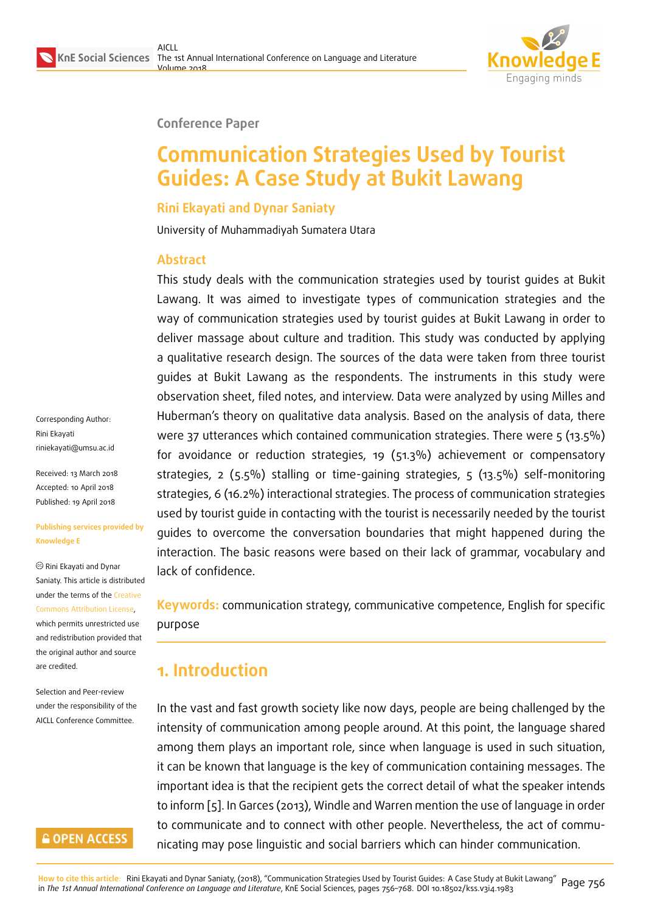Conference Paper

# Communication Strategies Used by Tourist Guides: A Case Study at Bukit Lawang

**Rini Ekayati and Dynar Saniaty**

University of Muhammadiyah Sumatera Utara

## Abstract

This study deals with the communication strategies used by tourist guides at Bukit Lawang. It was aimed to investigate types of communication strategies and the way of communication strategies used by tourist guides at Bukit Lawang in order to deliver massage about culture and tradition. This study was conducted by applying a qualitative research design. The sources of the data were taken from three tourist guides at Bukit Lawang as the respondents. The instruments in this study were observation sheet, filed notes, and interview. Data were analyzed by using Milles and Huberman's theory on qualitative data analysis. Based on the analysis of data, there were 37 utterances which contained communication strategies. There were 5 (13.5%) for avoidance or reduction strategies, 19 (51.3%) achievement or compensatory strategies, 2 (5.5%) stalling or time-gaining strategies, 5 (13.5%) self-monitoring strategies, 6 (16.2%) interactional strategies. The process of communication strategies used by tourist guide in contacting with the tourist is necessarily needed by the tourist guides to overcome the conversation boundaries that might happened during the interaction. The basic reasons were based on their lack of grammar, vocabulary and lack of confidence.

**Keywords:** communication strategy, communicative competence, English for specific purpose

Corresponding Author:
Rini Ekayati
riniekayati@umsu.ac.id

Received: 13 March 2018
Accepted: 10 April 2018
Published: 19 April 2018

**Publishing services provided by Knowledge E**

© Rini Ekayati and Dynar Saniaty. This article is distributed under the terms of the Creative Commons Attribution License, which permits unrestricted use and redistribution provided that the original author and source are credited.

Selection and Peer-review under the responsibility of the AICLL Conference Committee.

## 1. Introduction

In the vast and fast growth society like now days, people are being challenged by the intensity of communication among people around. At this point, the language shared among them plays an important role, since when language is used in such situation, it can be known that language is the key of communication containing messages. The important idea is that the recipient gets the correct detail of what the speaker intends to inform [5]. In Garces (2013), Windle and Warren mention the use of language in order to communicate and to connect with other people. Nevertheless, the act of communicating may pose linguistic and social barriers which can hinder communication.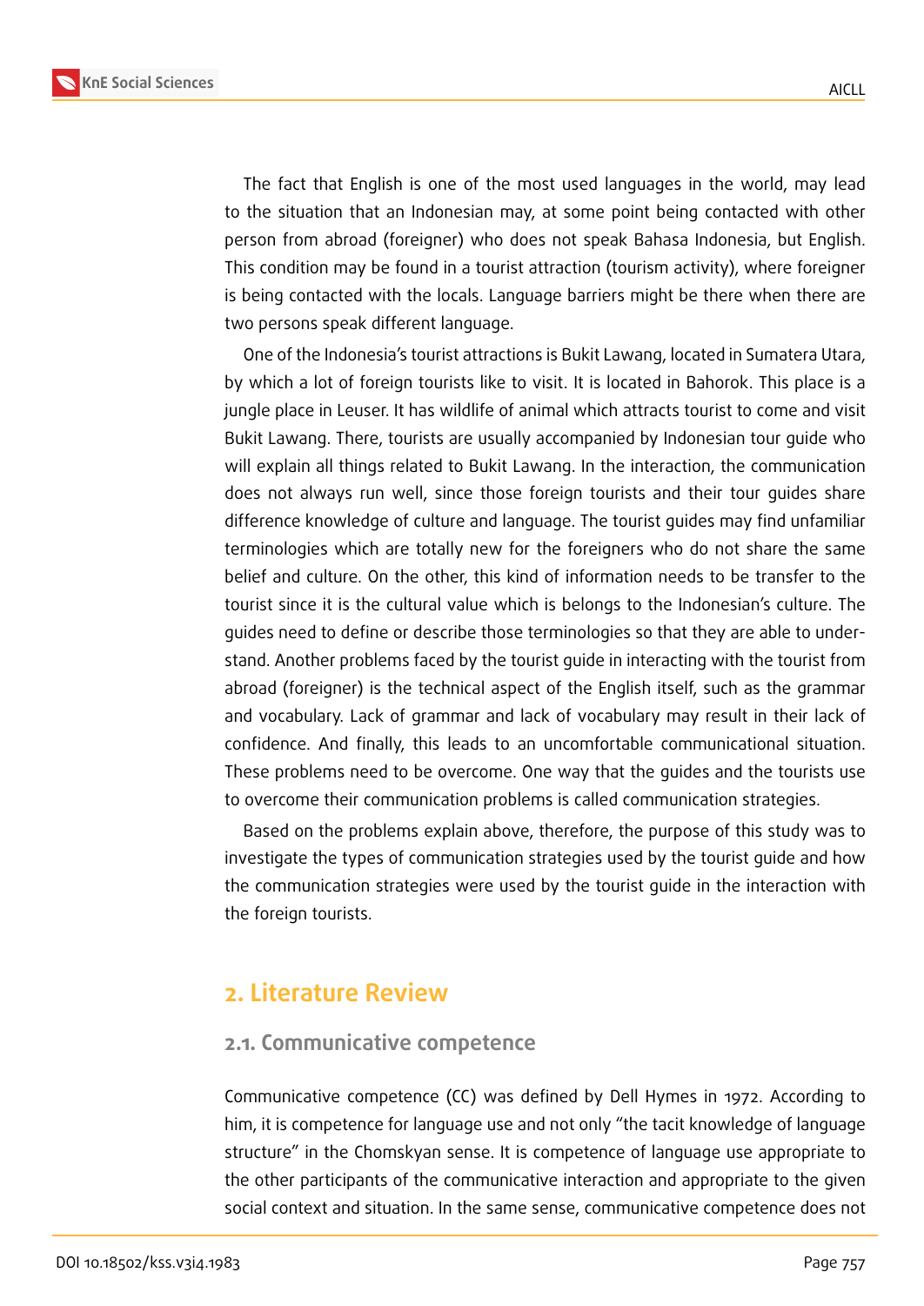The fact that English is one of the most used languages in the world, may lead to the situation that an Indonesian may, at some point being contacted with other person from abroad (foreigner) who does not speak Bahasa Indonesia, but English. This condition may be found in a tourist attraction (tourism activity), where foreigner is being contacted with the locals. Language barriers might be there when there are two persons speak different language.

One of the Indonesia's tourist attractions is Bukit Lawang, located in Sumatera Utara, by which a lot of foreign tourists like to visit. It is located in Bahorok. This place is a jungle place in Leuser. It has wildlife of animal which attracts tourist to come and visit Bukit Lawang. There, tourists are usually accompanied by Indonesian tour guide who will explain all things related to Bukit Lawang. In the interaction, the communication does not always run well, since those foreign tourists and their tour guides share difference knowledge of culture and language. The tourist guides may find unfamiliar terminologies which are totally new for the foreigners who do not share the same belief and culture. On the other, this kind of information needs to be transfer to the tourist since it is the cultural value which is belongs to the Indonesian's culture. The guides need to define or describe those terminologies so that they are able to understand. Another problems faced by the tourist guide in interacting with the tourist from abroad (foreigner) is the technical aspect of the English itself, such as the grammar and vocabulary. Lack of grammar and lack of vocabulary may result in their lack of confidence. And finally, this leads to an uncomfortable communicational situation. These problems need to be overcome. One way that the guides and the tourists use to overcome their communication problems is called communication strategies.

Based on the problems explain above, therefore, the purpose of this study was to investigate the types of communication strategies used by the tourist guide and how the communication strategies were used by the tourist guide in the interaction with the foreign tourists.

## 2. Literature Review

### 2.1. Communicative competence

Communicative competence (CC) was defined by Dell Hymes in 1972. According to him, it is competence for language use and not only "the tacit knowledge of language structure" in the Chomskyan sense. It is competence of language use appropriate to the other participants of the communicative interaction and appropriate to the given social context and situation. In the same sense, communicative competence does not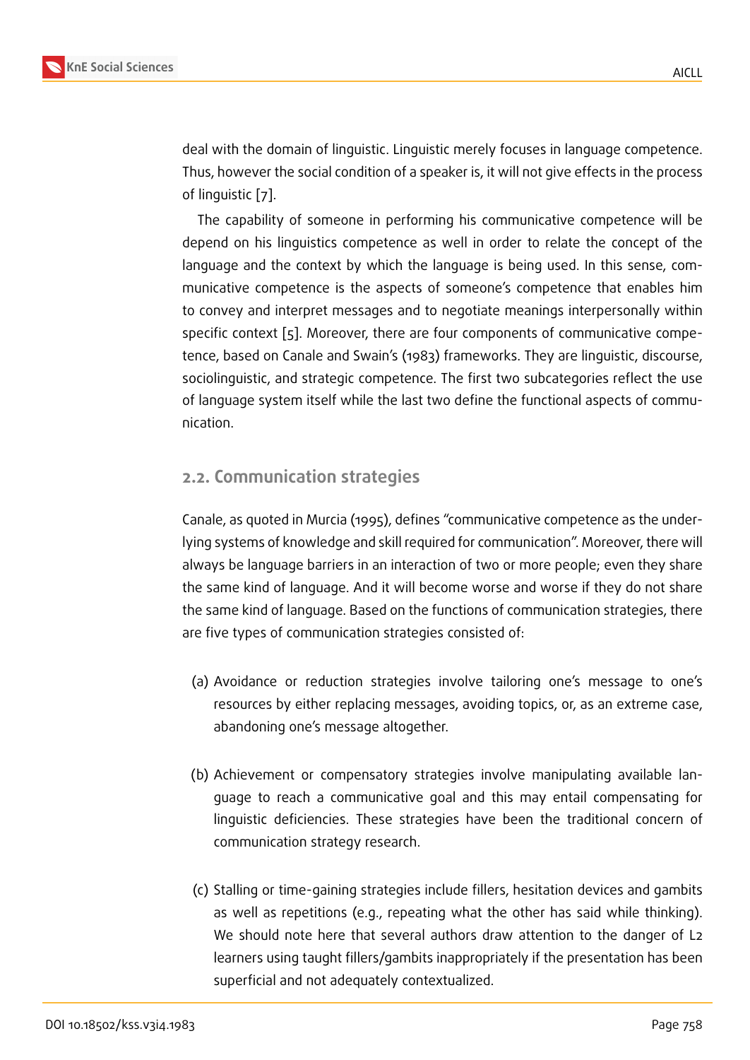deal with the domain of linguistic. Linguistic merely focuses in language competence. Thus, however the social condition of a speaker is, it will not give effects in the process of linguistic [7].

The capability of someone in performing his communicative competence will be depend on his linguistics competence as well in order to relate the concept of the language and the context by which the language is being used. In this sense, communicative competence is the aspects of someone's competence that enables him to convey and interpret messages and to negotiate meanings interpersonally within specific context [5]. Moreover, there are four components of communicative competence, based on Canale and Swain's (1983) frameworks. They are linguistic, discourse, sociolinguistic, and strategic competence. The first two subcategories reflect the use of language system itself while the last two define the functional aspects of communication.

### 2.2. Communication strategies

Canale, as quoted in Murcia (1995), defines "communicative competence as the underlying systems of knowledge and skill required for communication". Moreover, there will always be language barriers in an interaction of two or more people; even they share the same kind of language. And it will become worse and worse if they do not share the same kind of language. Based on the functions of communication strategies, there are five types of communication strategies consisted of:

(a) Avoidance or reduction strategies involve tailoring one's message to one's resources by either replacing messages, avoiding topics, or, as an extreme case, abandoning one's message altogether.

(b) Achievement or compensatory strategies involve manipulating available language to reach a communicative goal and this may entail compensating for linguistic deficiencies. These strategies have been the traditional concern of communication strategy research.

(c) Stalling or time-gaining strategies include fillers, hesitation devices and gambits as well as repetitions (e.g., repeating what the other has said while thinking). We should note here that several authors draw attention to the danger of L2 learners using taught fillers/gambits inappropriately if the presentation has been superficial and not adequately contextualized.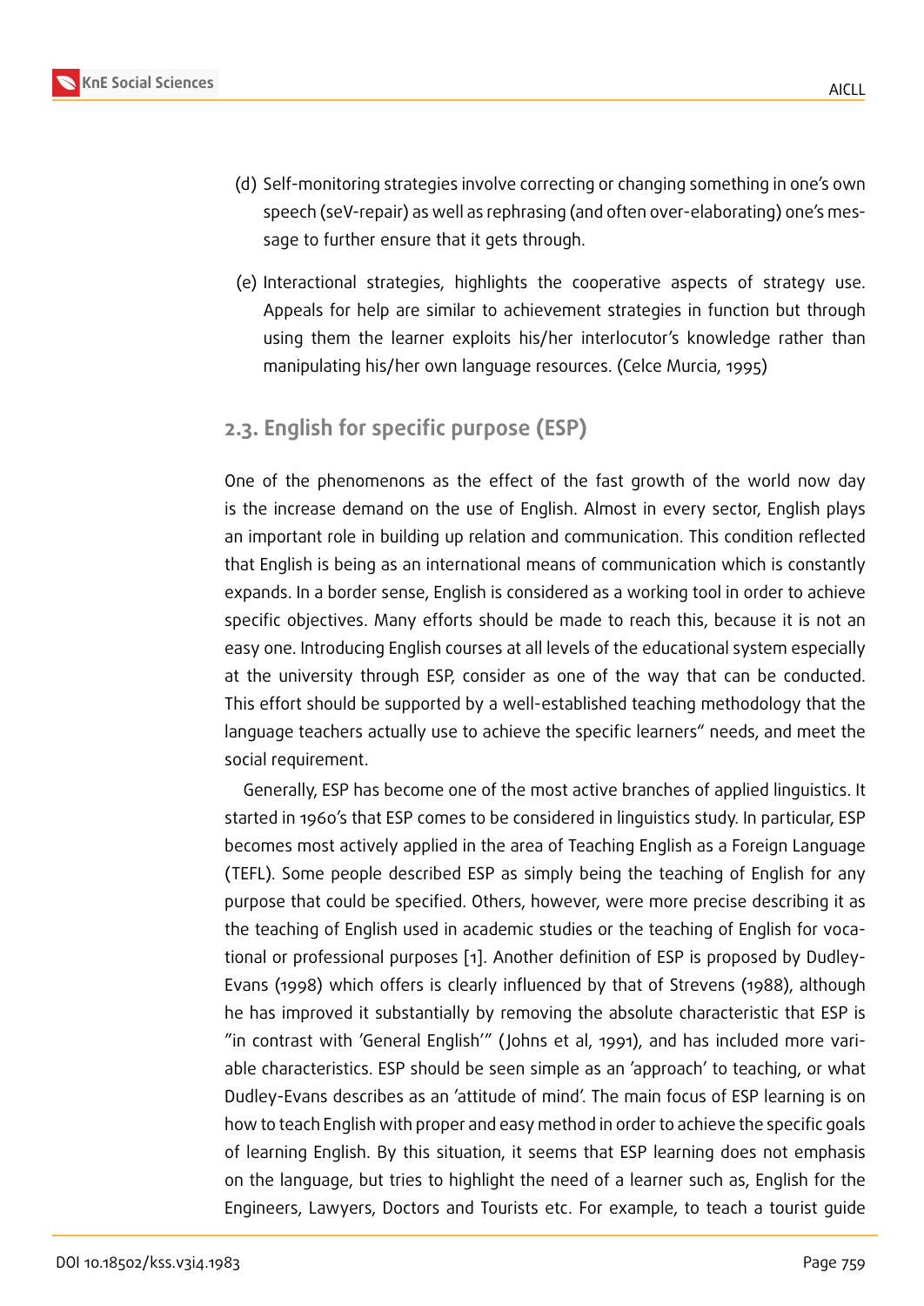(d) Self-monitoring strategies involve correcting or changing something in one's own speech (seV-repair) as well as rephrasing (and often over-elaborating) one's message to further ensure that it gets through.

(e) Interactional strategies, highlights the cooperative aspects of strategy use. Appeals for help are similar to achievement strategies in function but through using them the learner exploits his/her interlocutor's knowledge rather than manipulating his/her own language resources. (Celce Murcia, 1995)

## 2.3. English for specific purpose (ESP)

One of the phenomenons as the effect of the fast growth of the world now day is the increase demand on the use of English. Almost in every sector, English plays an important role in building up relation and communication. This condition reflected that English is being as an international means of communication which is constantly expands. In a border sense, English is considered as a working tool in order to achieve specific objectives. Many efforts should be made to reach this, because it is not an easy one. Introducing English courses at all levels of the educational system especially at the university through ESP, consider as one of the way that can be conducted. This effort should be supported by a well-established teaching methodology that the language teachers actually use to achieve the specific learners" needs, and meet the social requirement.

Generally, ESP has become one of the most active branches of applied linguistics. It started in 1960's that ESP comes to be considered in linguistics study. In particular, ESP becomes most actively applied in the area of Teaching English as a Foreign Language (TEFL). Some people described ESP as simply being the teaching of English for any purpose that could be specified. Others, however, were more precise describing it as the teaching of English used in academic studies or the teaching of English for vocational or professional purposes [1]. Another definition of ESP is proposed by Dudley-Evans (1998) which offers is clearly influenced by that of Strevens (1988), although he has improved it substantially by removing the absolute characteristic that ESP is "in contrast with 'General English'" (Johns et al, 1991), and has included more variable characteristics. ESP should be seen simple as an 'approach' to teaching, or what Dudley-Evans describes as an 'attitude of mind'. The main focus of ESP learning is on how to teach English with proper and easy method in order to achieve the specific goals of learning English. By this situation, it seems that ESP learning does not emphasis on the language, but tries to highlight the need of a learner such as, English for the Engineers, Lawyers, Doctors and Tourists etc. For example, to teach a tourist guide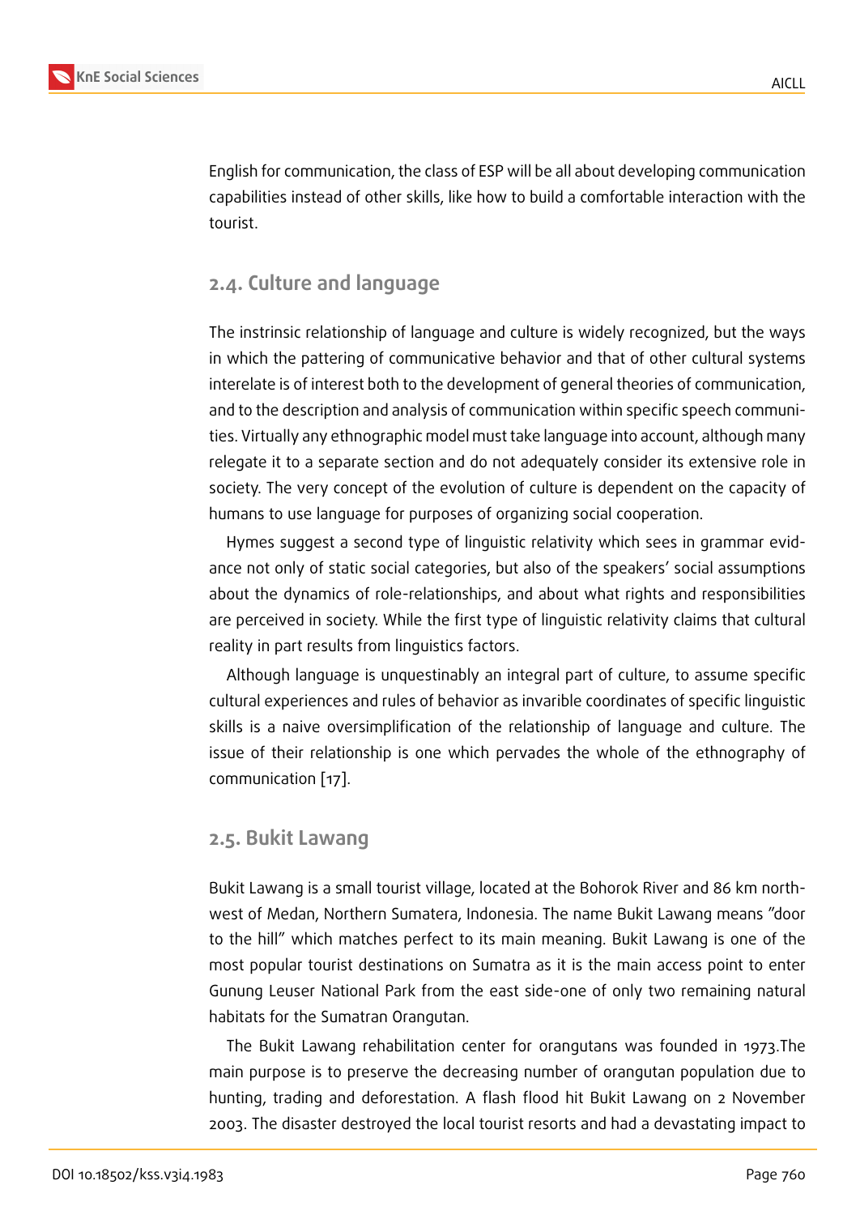English for communication, the class of ESP will be all about developing communication capabilities instead of other skills, like how to build a comfortable interaction with the tourist.

## 2.4. Culture and language

The instrinsic relationship of language and culture is widely recognized, but the ways in which the pattering of communicative behavior and that of other cultural systems interelate is of interest both to the development of general theories of communication, and to the description and analysis of communication within specific speech communities. Virtually any ethnographic model must take language into account, although many relegate it to a separate section and do not adequately consider its extensive role in society. The very concept of the evolution of culture is dependent on the capacity of humans to use language for purposes of organizing social cooperation.

Hymes suggest a second type of linguistic relativity which sees in grammar evidance not only of static social categories, but also of the speakers' social assumptions about the dynamics of role-relationships, and about what rights and responsibilities are perceived in society. While the first type of linguistic relativity claims that cultural reality in part results from linguistics factors.

Although language is unquestinably an integral part of culture, to assume specific cultural experiences and rules of behavior as invarible coordinates of specific linguistic skills is a naive oversimplification of the relationship of language and culture. The issue of their relationship is one which pervades the whole of the ethnography of communication [17].

## 2.5. Bukit Lawang

Bukit Lawang is a small tourist village, located at the Bohorok River and 86 km northwest of Medan, Northern Sumatera, Indonesia. The name Bukit Lawang means "door to the hill" which matches perfect to its main meaning. Bukit Lawang is one of the most popular tourist destinations on Sumatra as it is the main access point to enter Gunung Leuser National Park from the east side-one of only two remaining natural habitats for the Sumatran Orangutan.

The Bukit Lawang rehabilitation center for orangutans was founded in 1973.The main purpose is to preserve the decreasing number of orangutan population due to hunting, trading and deforestation. A flash flood hit Bukit Lawang on 2 November 2003. The disaster destroyed the local tourist resorts and had a devastating impact to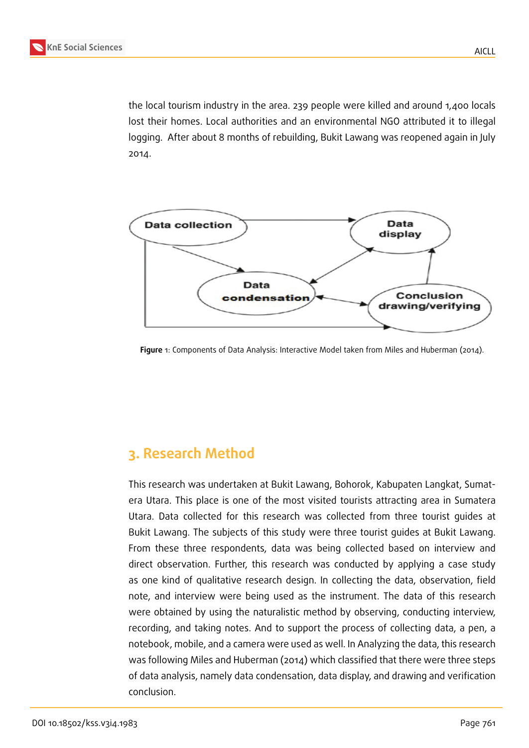the local tourism industry in the area. 239 people were killed and around 1,400 locals lost their homes. Local authorities and an environmental NGO attributed it to illegal logging. After about 8 months of rebuilding, Bukit Lawang was reopened again in July 2014.

Data collection

Data display

Data condensation

Conclusion drawing/verifying

**Figure** 1: Components of Data Analysis: Interactive Model taken from Miles and Huberman (2014).

## 3. Research Method

This research was undertaken at Bukit Lawang, Bohorok, Kabupaten Langkat, Sumatera Utara. This place is one of the most visited tourists attracting area in Sumatera Utara. Data collected for this research was collected from three tourist guides at Bukit Lawang. The subjects of this study were three tourist guides at Bukit Lawang. From these three respondents, data was being collected based on interview and direct observation. Further, this research was conducted by applying a case study as one kind of qualitative research design. In collecting the data, observation, field note, and interview were being used as the instrument. The data of this research were obtained by using the naturalistic method by observing, conducting interview, recording, and taking notes. And to support the process of collecting data, a pen, a notebook, mobile, and a camera were used as well. In Analyzing the data, this research was following Miles and Huberman (2014) which classified that there were three steps of data analysis, namely data condensation, data display, and drawing and verification conclusion.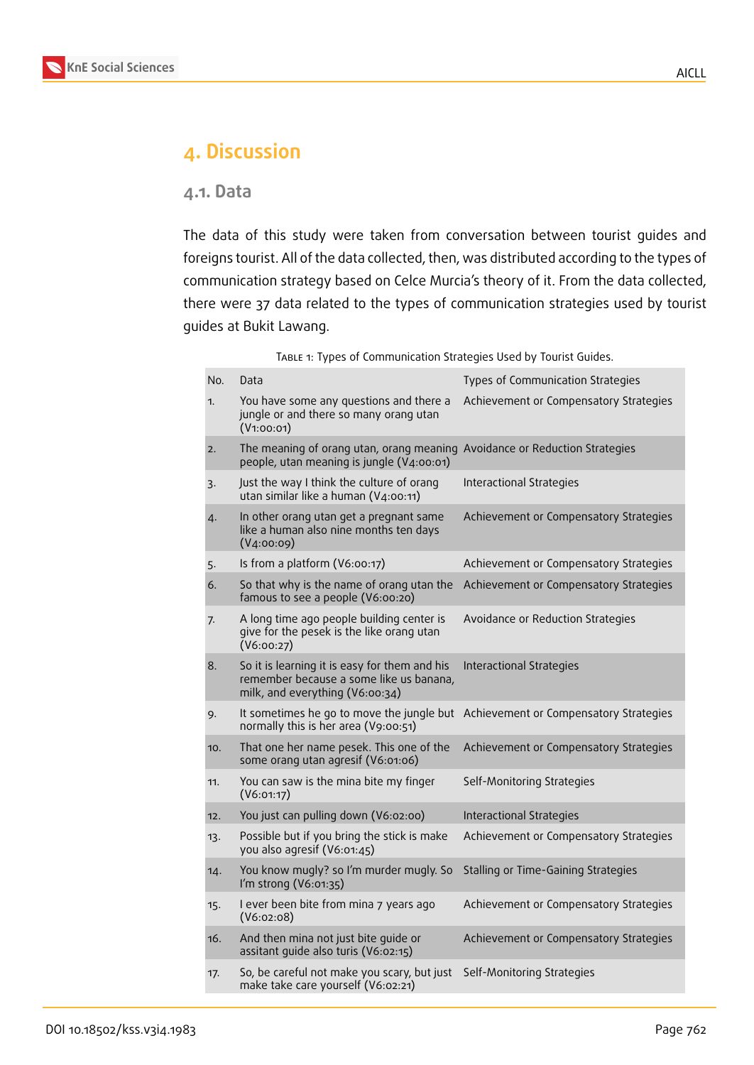# 4. Discussion

## 4.1. Data

The data of this study were taken from conversation between tourist guides and foreigns tourist. All of the data collected, then, was distributed according to the types of communication strategy based on Celce Murcia's theory of it. From the data collected, there were 37 data related to the types of communication strategies used by tourist guides at Bukit Lawang.

Table 1: Types of Communication Strategies Used by Tourist Guides.

| No. | Data | Types of Communication Strategies |
|---|---|---|
| 1. | You have some any questions and there a jungle or and there so many orang utan (V1:00:01) | Achievement or Compensatory Strategies |
| 2. | The meaning of orang utan, orang meaning people, utan meaning is jungle (V4:00:01) | Avoidance or Reduction Strategies |
| 3. | Just the way I think the culture of orang utan similar like a human (V4:00:11) | Interactional Strategies |
| 4. | In other orang utan get a pregnant same like a human also nine months ten days (V4:00:09) | Achievement or Compensatory Strategies |
| 5. | Is from a platform (V6:00:17) | Achievement or Compensatory Strategies |
| 6. | So that why is the name of orang utan the famous to see a people (V6:00:20) | Achievement or Compensatory Strategies |
| 7. | A long time ago people building center is give for the pesek is the like orang utan (V6:00:27) | Avoidance or Reduction Strategies |
| 8. | So it is learning it is easy for them and his remember because a some like us banana, milk, and everything (V6:00:34) | Interactional Strategies |
| 9. | It sometimes he go to move the jungle but normally this is her area (V9:00:51) | Achievement or Compensatory Strategies |
| 10. | That one her name pesek. This one of the some orang utan agresif (V6:01:06) | Achievement or Compensatory Strategies |
| 11. | You can saw is the mina bite my finger (V6:01:17) | Self-Monitoring Strategies |
| 12. | You just can pulling down (V6:02:00) | Interactional Strategies |
| 13. | Possible but if you bring the stick is make you also agresif (V6:01:45) | Achievement or Compensatory Strategies |
| 14. | You know mugly? so I'm murder mugly. So I'm strong (V6:01:35) | Stalling or Time-Gaining Strategies |
| 15. | I ever been bite from mina 7 years ago (V6:02:08) | Achievement or Compensatory Strategies |
| 16. | And then mina not just bite guide or assitant guide also turis (V6:02:15) | Achievement or Compensatory Strategies |
| 17. | So, be careful not make you scary, but just make take care yourself (V6:02:21) | Self-Monitoring Strategies |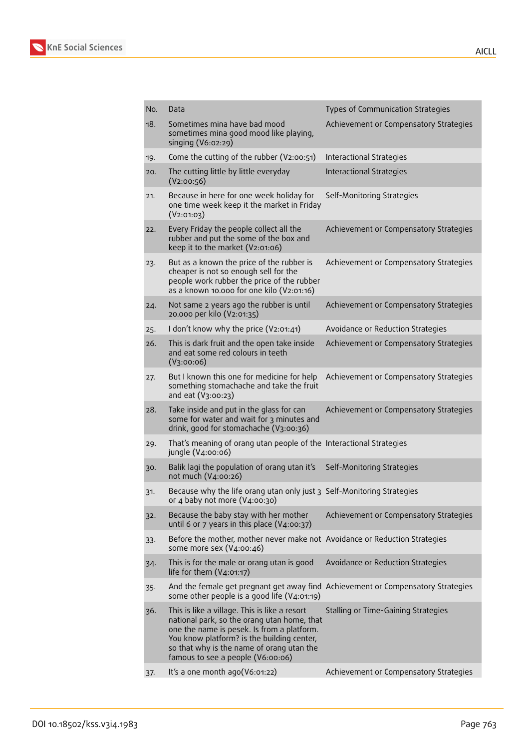| No. | Data | Types of Communication Strategies |
|---|---|---|
| 18. | Sometimes mina have bad mood sometimes mina good mood like playing, singing (V6:02:29) | Achievement or Compensatory Strategies |
| 19. | Come the cutting of the rubber (V2:00:51) | Interactional Strategies |
| 20. | The cutting little by little everyday (V2:00:56) | Interactional Strategies |
| 21. | Because in here for one week holiday for one time week keep it the market in Friday (V2:01:03) | Self-Monitoring Strategies |
| 22. | Every Friday the people collect all the rubber and put the some of the box and keep it to the market (V2:01:06) | Achievement or Compensatory Strategies |
| 23. | But as a known the price of the rubber is cheaper is not so enough sell for the people work rubber the price of the rubber as a known 10.000 for one kilo (V2:01:16) | Achievement or Compensatory Strategies |
| 24. | Not same 2 years ago the rubber is until 20.000 per kilo (V2:01:35) | Achievement or Compensatory Strategies |
| 25. | I don't know why the price (V2:01:41) | Avoidance or Reduction Strategies |
| 26. | This is dark fruit and the open take inside and eat some red colours in teeth (V3:00:06) | Achievement or Compensatory Strategies |
| 27. | But I known this one for medicine for help something stomachache and take the fruit and eat (V3:00:23) | Achievement or Compensatory Strategies |
| 28. | Take inside and put in the glass for can some for water and wait for 3 minutes and drink, good for stomachache (V3:00:36) | Achievement or Compensatory Strategies |
| 29. | That's meaning of orang utan people of the jungle (V4:00:06) | Interactional Strategies |
| 30. | Balik lagi the population of orang utan it's not much (V4:00:26) | Self-Monitoring Strategies |
| 31. | Because why the life orang utan only just 3 or 4 baby not more (V4:00:30) | Self-Monitoring Strategies |
| 32. | Because the baby stay with her mother until 6 or 7 years in this place (V4:00:37) | Achievement or Compensatory Strategies |
| 33. | Before the mother, mother never make not some more sex (V4:00:46) | Avoidance or Reduction Strategies |
| 34. | This is for the male or orang utan is good life for them (V4:01:17) | Avoidance or Reduction Strategies |
| 35. | And the female get pregnant get away find some other people is a good life (V4:01:19) | Achievement or Compensatory Strategies |
| 36. | This is like a village. This is like a resort national park, so the orang utan home, that one the name is pesek. Is from a platform. You know platform? is the building center, so that why is the name of orang utan the famous to see a people (V6:00:06) | Stalling or Time-Gaining Strategies |
| 37. | It's a one month ago(V6:01:22) | Achievement or Compensatory Strategies |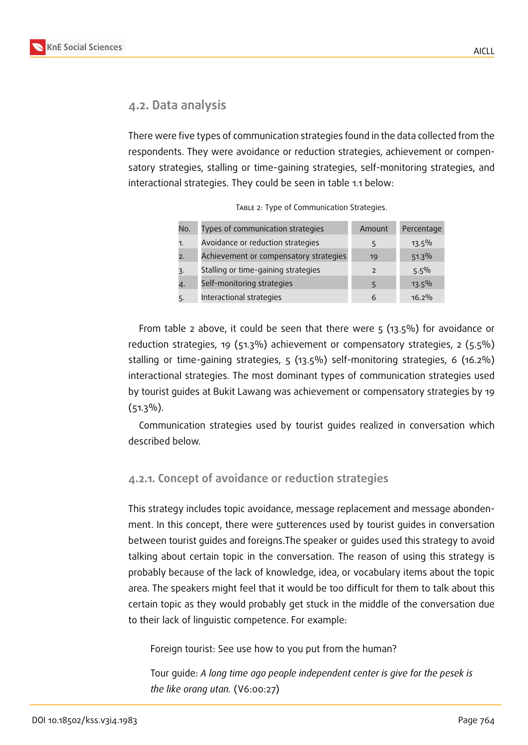### 4.2. Data analysis

There were five types of communication strategies found in the data collected from the respondents. They were avoidance or reduction strategies, achievement or compensatory strategies, stalling or time-gaining strategies, self-monitoring strategies, and interactional strategies. They could be seen in table 1.1 below:

Table 2: Type of Communication Strategies.

| No. | Types of communication strategies | Amount | Percentage |
|---|---|---|---|
| 1. | Avoidance or reduction strategies | 5 | 13.5% |
| 2. | Achievement or compensatory strategies | 19 | 51.3% |
| 3. | Stalling or time-gaining strategies | 2 | 5.5% |
| 4. | Self-monitoring strategies | 5 | 13.5% |
| 5. | Interactional strategies | 6 | 16.2% |

From table 2 above, it could be seen that there were 5 (13.5%) for avoidance or reduction strategies, 19 (51.3%) achievement or compensatory strategies, 2 (5.5%) stalling or time-gaining strategies, 5 (13.5%) self-monitoring strategies, 6 (16.2%) interactional strategies. The most dominant types of communication strategies used by tourist guides at Bukit Lawang was achievement or compensatory strategies by 19 (51.3%).

Communication strategies used by tourist guides realized in conversation which described below.

#### 4.2.1. Concept of avoidance or reduction strategies

This strategy includes topic avoidance, message replacement and message abondenment. In this concept, there were 5utterences used by tourist guides in conversation between tourist guides and foreigns.The speaker or guides used this strategy to avoid talking about certain topic in the conversation. The reason of using this strategy is probably because of the lack of knowledge, idea, or vocabulary items about the topic area. The speakers might feel that it would be too difficult for them to talk about this certain topic as they would probably get stuck in the middle of the conversation due to their lack of linguistic competence. For example:

Foreign tourist: See use how to you put from the human?

Tour guide: *A long time ago people independent center is give for the pesek is the like orang utan.* (V6:00:27)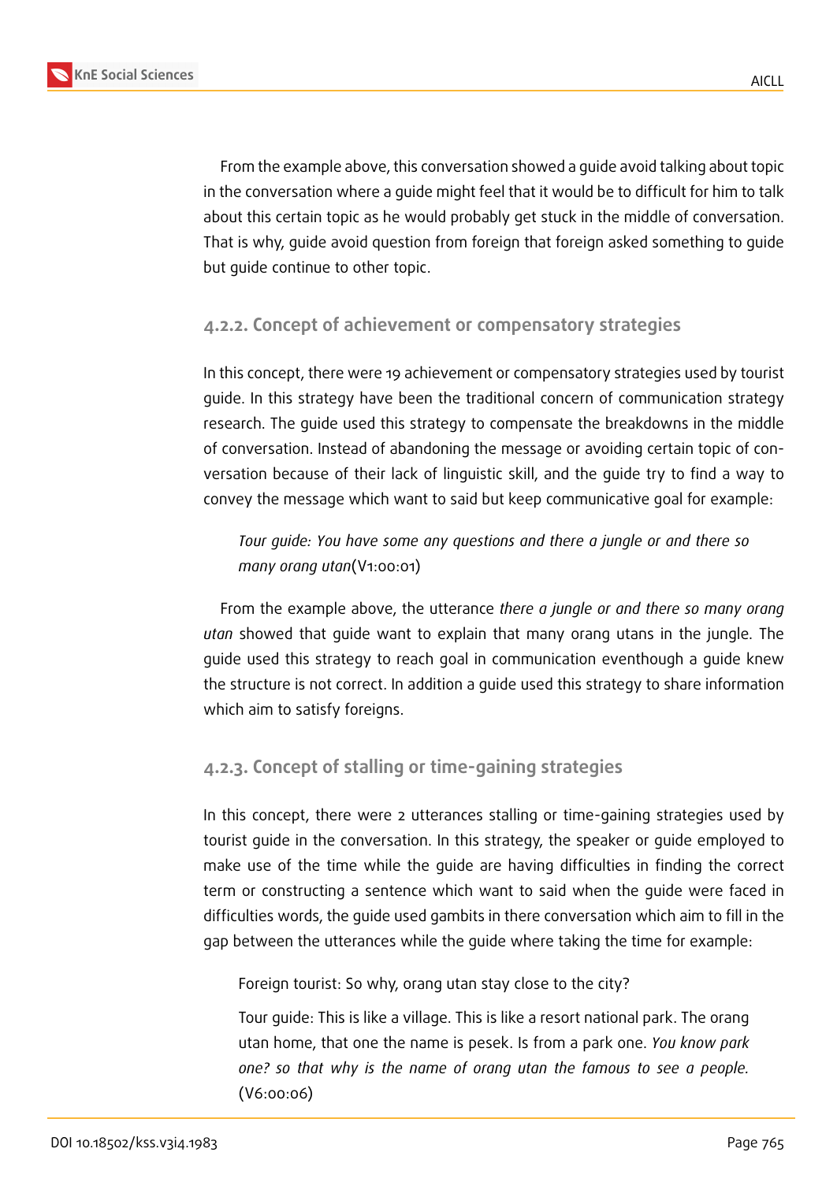From the example above, this conversation showed a guide avoid talking about topic in the conversation where a guide might feel that it would be to difficult for him to talk about this certain topic as he would probably get stuck in the middle of conversation. That is why, guide avoid question from foreign that foreign asked something to guide but guide continue to other topic.

#### 4.2.2. Concept of achievement or compensatory strategies

In this concept, there were 19 achievement or compensatory strategies used by tourist guide. In this strategy have been the traditional concern of communication strategy research. The guide used this strategy to compensate the breakdowns in the middle of conversation. Instead of abandoning the message or avoiding certain topic of conversation because of their lack of linguistic skill, and the guide try to find a way to convey the message which want to said but keep communicative goal for example:

> *Tour guide: You have some any questions and there a jungle or and there so many orang utan*(V1:00:01)

From the example above, the utterance *there a jungle or and there so many orang utan* showed that guide want to explain that many orang utans in the jungle. The guide used this strategy to reach goal in communication eventhough a guide knew the structure is not correct. In addition a guide used this strategy to share information which aim to satisfy foreigns.

#### 4.2.3. Concept of stalling or time-gaining strategies

In this concept, there were 2 utterances stalling or time-gaining strategies used by tourist guide in the conversation. In this strategy, the speaker or guide employed to make use of the time while the guide are having difficulties in finding the correct term or constructing a sentence which want to said when the guide were faced in difficulties words, the guide used gambits in there conversation which aim to fill in the gap between the utterances while the guide where taking the time for example:

> Foreign tourist: So why, orang utan stay close to the city?
>
> Tour guide: This is like a village. This is like a resort national park. The orang utan home, that one the name is pesek. Is from a park one. *You know park one? so that why is the name of orang utan the famous to see a people.* (V6:00:06)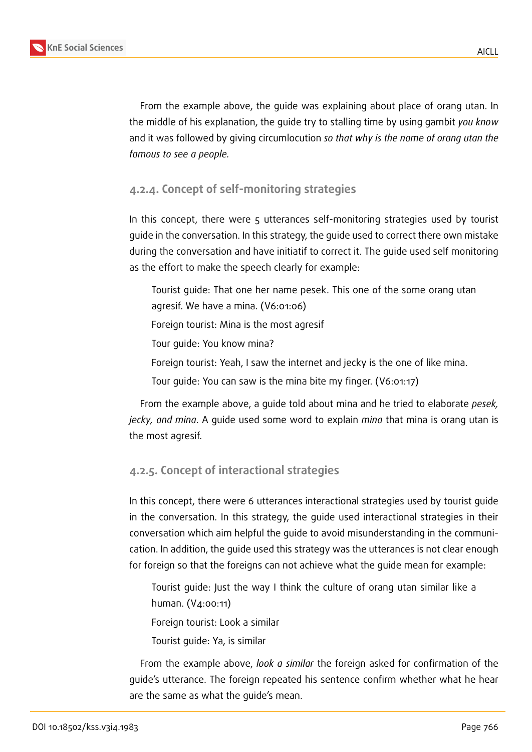From the example above, the guide was explaining about place of orang utan. In the middle of his explanation, the guide try to stalling time by using gambit *you know* and it was followed by giving circumlocution *so that why is the name of orang utan the famous to see a people.*

#### 4.2.4. Concept of self-monitoring strategies

In this concept, there were 5 utterances self-monitoring strategies used by tourist guide in the conversation. In this strategy, the guide used to correct there own mistake during the conversation and have initiatif to correct it. The guide used self monitoring as the effort to make the speech clearly for example:

> Tourist guide: That one her name pesek. This one of the some orang utan agresif. We have a mina. (V6:01:06)
>
> Foreign tourist: Mina is the most agresif
>
> Tour guide: You know mina?
>
> Foreign tourist: Yeah, I saw the internet and jecky is the one of like mina.
>
> Tour guide: You can saw is the mina bite my finger. (V6:01:17)

From the example above, a guide told about mina and he tried to elaborate *pesek, jecky, and mina*. A guide used some word to explain *mina* that mina is orang utan is the most agresif.

#### 4.2.5. Concept of interactional strategies

In this concept, there were 6 utterances interactional strategies used by tourist guide in the conversation. In this strategy, the guide used interactional strategies in their conversation which aim helpful the guide to avoid misunderstanding in the communication. In addition, the guide used this strategy was the utterances is not clear enough for foreign so that the foreigns can not achieve what the guide mean for example:

> Tourist guide: Just the way I think the culture of orang utan similar like a human. (V4:00:11)
>
> Foreign tourist: Look a similar
>
> Tourist guide: Ya, is similar

From the example above, *look a similar* the foreign asked for confirmation of the guide's utterance. The foreign repeated his sentence confirm whether what he hear are the same as what the guide's mean.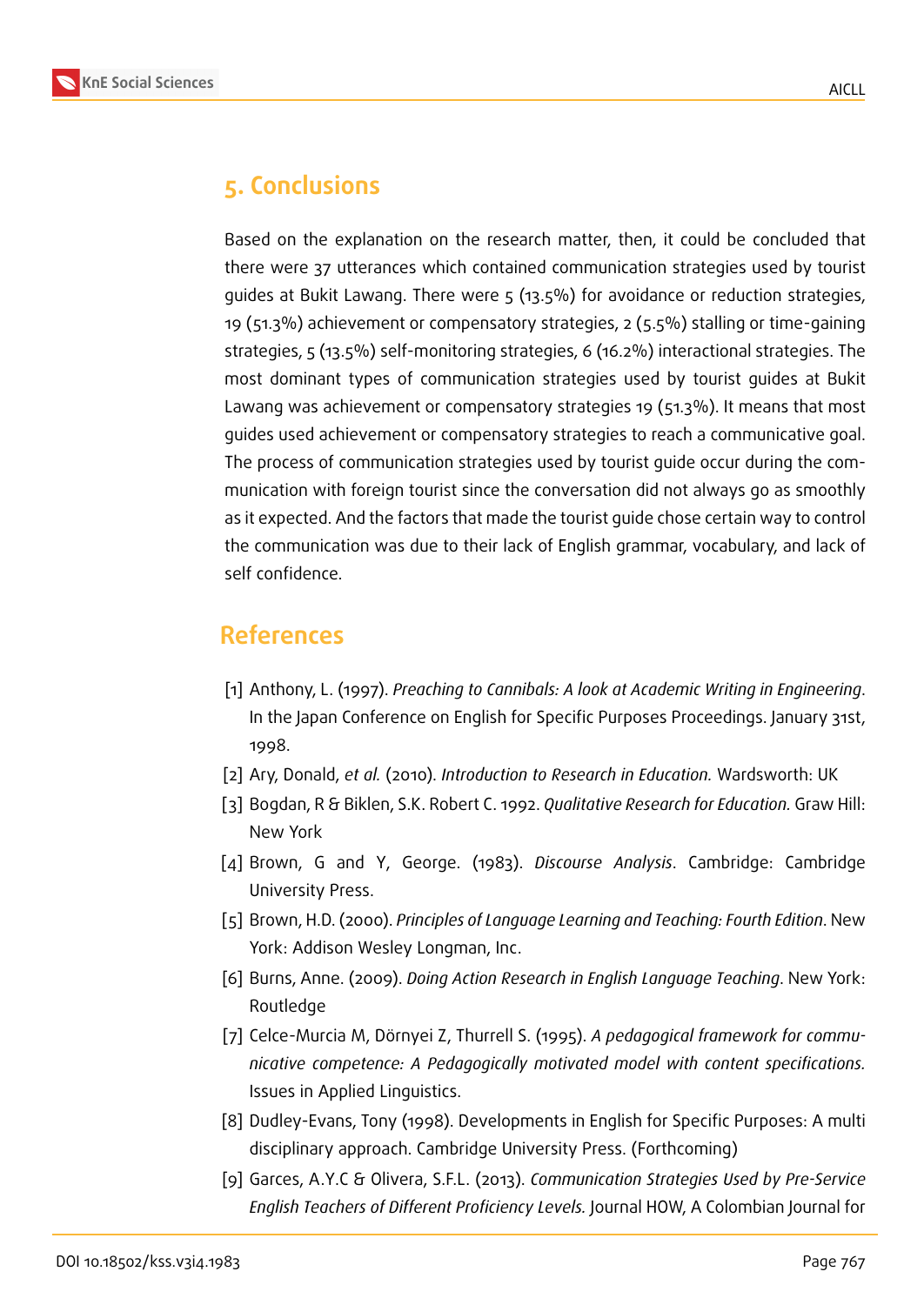## 5. Conclusions

Based on the explanation on the research matter, then, it could be concluded that there were 37 utterances which contained communication strategies used by tourist guides at Bukit Lawang. There were 5 (13.5%) for avoidance or reduction strategies, 19 (51.3%) achievement or compensatory strategies, 2 (5.5%) stalling or time-gaining strategies, 5 (13.5%) self-monitoring strategies, 6 (16.2%) interactional strategies. The most dominant types of communication strategies used by tourist guides at Bukit Lawang was achievement or compensatory strategies 19 (51.3%). It means that most guides used achievement or compensatory strategies to reach a communicative goal. The process of communication strategies used by tourist guide occur during the communication with foreign tourist since the conversation did not always go as smoothly as it expected. And the factors that made the tourist guide chose certain way to control the communication was due to their lack of English grammar, vocabulary, and lack of self confidence.

## References

[1] Anthony, L. (1997). *Preaching to Cannibals: A look at Academic Writing in Engineering*. In the Japan Conference on English for Specific Purposes Proceedings. January 31st, 1998.

[2] Ary, Donald, *et al.* (2010). *Introduction to Research in Education.* Wardsworth: UK

[3] Bogdan, R & Biklen, S.K. Robert C. 1992. *Qualitative Research for Education.* Graw Hill: New York

[4] Brown, G and Y, George. (1983). *Discourse Analysis*. Cambridge: Cambridge University Press.

[5] Brown, H.D. (2000). *Principles of Language Learning and Teaching: Fourth Edition*. New York: Addison Wesley Longman, Inc.

[6] Burns, Anne. (2009). *Doing Action Research in English Language Teaching*. New York: Routledge

[7] Celce-Murcia M, Dörnyei Z, Thurrell S. (1995). *A pedagogical framework for communicative competence: A Pedagogically motivated model with content specifications.* Issues in Applied Linguistics.

[8] Dudley-Evans, Tony (1998). Developments in English for Specific Purposes: A multi disciplinary approach. Cambridge University Press. (Forthcoming)

[9] Garces, A.Y.C & Olivera, S.F.L. (2013). *Communication Strategies Used by Pre-Service English Teachers of Different Proficiency Levels.* Journal HOW, A Colombian Journal for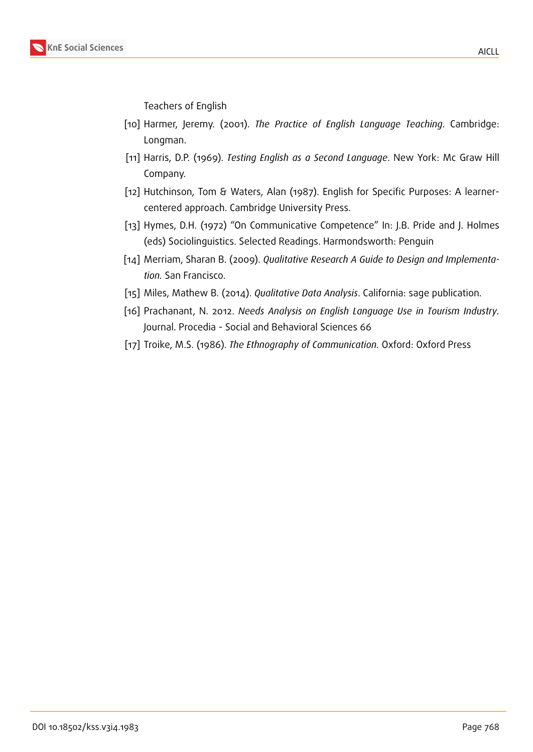Teachers of English

[10] Harmer, Jeremy. (2001). *The Practice of English Language Teaching*. Cambridge: Longman.

[11] Harris, D.P. (1969). *Testing English as a Second Language*. New York: Mc Graw Hill Company.

[12] Hutchinson, Tom & Waters, Alan (1987). English for Specific Purposes: A learner-centered approach. Cambridge University Press.

[13] Hymes, D.H. (1972) "On Communicative Competence" In: J.B. Pride and J. Holmes (eds) Sociolinguistics. Selected Readings. Harmondsworth: Penguin

[14] Merriam, Sharan B. (2009). *Qualitative Research A Guide to Design and Implementation.* San Francisco.

[15] Miles, Mathew B. (2014). *Qualitative Data Analysis*. California: sage publication.

[16] Prachanant, N. 2012. *Needs Analysis on English Language Use in Tourism Industry*. Journal. Procedia - Social and Behavioral Sciences 66

[17] Troike, M.S. (1986). *The Ethnography of Communication.* Oxford: Oxford Press